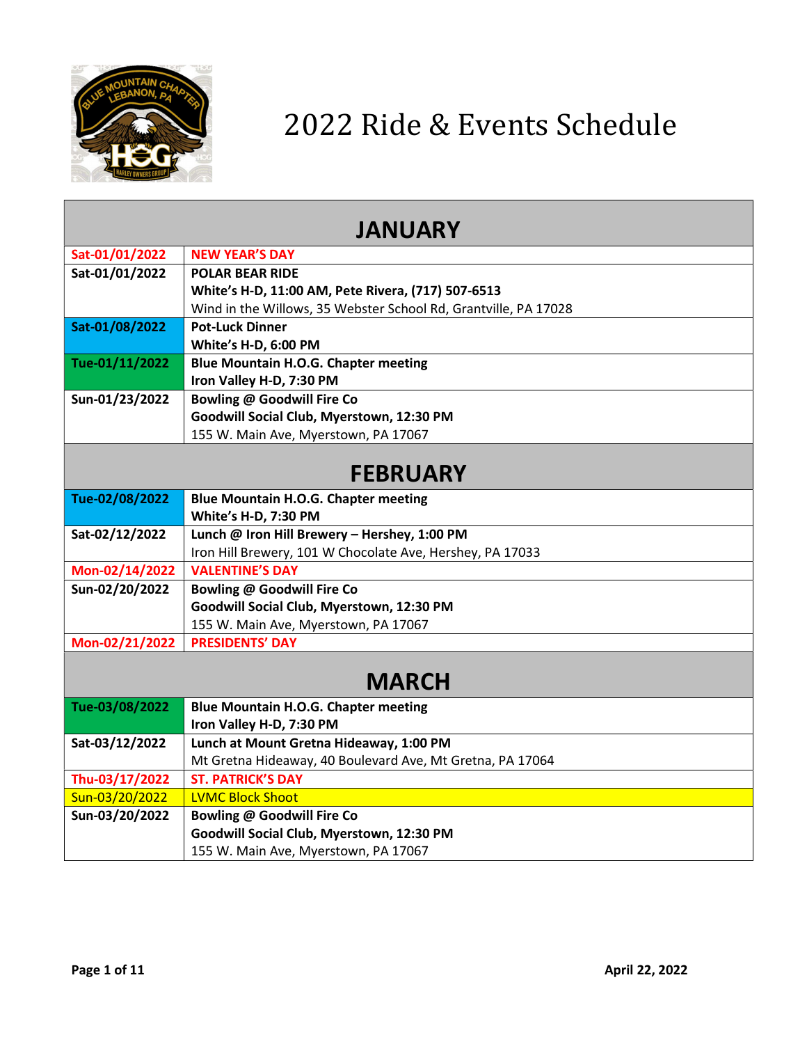# 2022 Ride & Events Schedule

| JANUARY | |
|---|---|
| Sat-01/01/2022 | **NEW YEAR'S DAY** |
| Sat-01/01/2022 | **POLAR BEAR RIDE**<br>**White's H-D, 11:00 AM, Pete Rivera, (717) 507-6513**<br>Wind in the Willows, 35 Webster School Rd, Grantville, PA 17028 |
| Sat-01/08/2022 | **Pot-Luck Dinner**<br>**White's H-D, 6:00 PM** |
| Tue-01/11/2022 | **Blue Mountain H.O.G. Chapter meeting**<br>**Iron Valley H-D, 7:30 PM** |
| Sun-01/23/2022 | **Bowling @ Goodwill Fire Co**<br>**Goodwill Social Club, Myerstown, 12:30 PM**<br>155 W. Main Ave, Myerstown, PA 17067 |
| **FEBRUARY** | |
| Tue-02/08/2022 | **Blue Mountain H.O.G. Chapter meeting**<br>**White's H-D, 7:30 PM** |
| Sat-02/12/2022 | **Lunch @ Iron Hill Brewery – Hershey, 1:00 PM**<br>Iron Hill Brewery, 101 W Chocolate Ave, Hershey, PA 17033 |
| Mon-02/14/2022 | **VALENTINE'S DAY** |
| Sun-02/20/2022 | **Bowling @ Goodwill Fire Co**<br>**Goodwill Social Club, Myerstown, 12:30 PM**<br>155 W. Main Ave, Myerstown, PA 17067 |
| Mon-02/21/2022 | **PRESIDENTS' DAY** |
| **MARCH** | |
| Tue-03/08/2022 | **Blue Mountain H.O.G. Chapter meeting**<br>**Iron Valley H-D, 7:30 PM** |
| Sat-03/12/2022 | **Lunch at Mount Gretna Hideaway, 1:00 PM**<br>Mt Gretna Hideaway, 40 Boulevard Ave, Mt Gretna, PA 17064 |
| Thu-03/17/2022 | **ST. PATRICK'S DAY** |
| Sun-03/20/2022 | LVMC Block Shoot |
| Sun-03/20/2022 | **Bowling @ Goodwill Fire Co**<br>**Goodwill Social Club, Myerstown, 12:30 PM**<br>155 W. Main Ave, Myerstown, PA 17067 |

April 22, 2022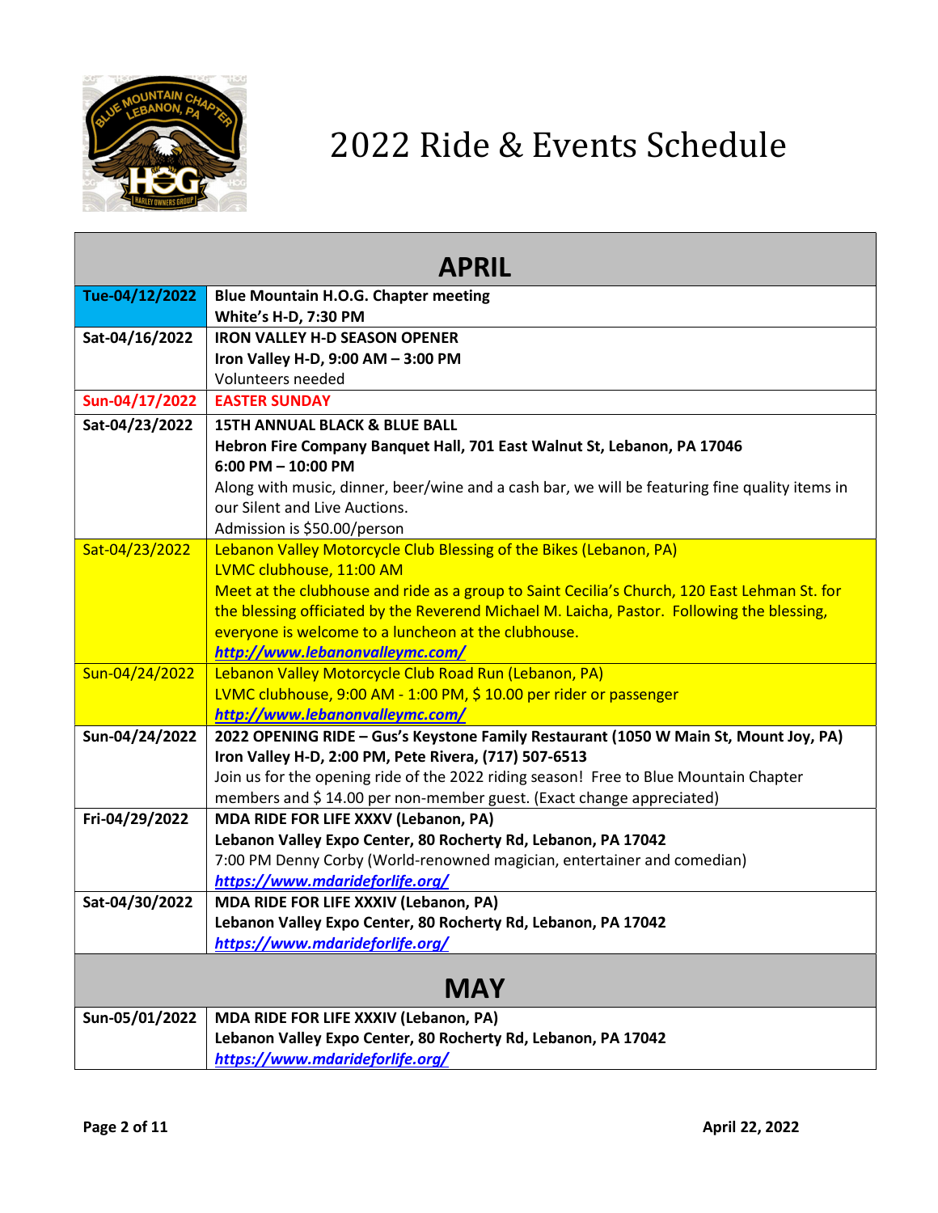# 2022 Ride & Events Schedule

| APRIL | |
|---|---|
| **Tue-04/12/2022** | **Blue Mountain H.O.G. Chapter meeting**<br>**White's H-D, 7:30 PM** |
| **Sat-04/16/2022** | **IRON VALLEY H-D SEASON OPENER**<br>**Iron Valley H-D, 9:00 AM – 3:00 PM**<br>Volunteers needed |
| **Sun-04/17/2022** | **EASTER SUNDAY** |
| **Sat-04/23/2022** | **15TH ANNUAL BLACK & BLUE BALL**<br>**Hebron Fire Company Banquet Hall, 701 East Walnut St, Lebanon, PA 17046**<br>**6:00 PM – 10:00 PM**<br>Along with music, dinner, beer/wine and a cash bar, we will be featuring fine quality items in our Silent and Live Auctions.<br>Admission is $50.00/person |
| Sat-04/23/2022 | Lebanon Valley Motorcycle Club Blessing of the Bikes (Lebanon, PA)<br>LVMC clubhouse, 11:00 AM<br>Meet at the clubhouse and ride as a group to Saint Cecilia's Church, 120 East Lehman St. for the blessing officiated by the Reverend Michael M. Laicha, Pastor. Following the blessing, everyone is welcome to a luncheon at the clubhouse.<br>***http://www.lebanonvalleymc.com/*** |
| Sun-04/24/2022 | Lebanon Valley Motorcycle Club Road Run (Lebanon, PA)<br>LVMC clubhouse, 9:00 AM - 1:00 PM, $ 10.00 per rider or passenger<br>***http://www.lebanonvalleymc.com/*** |
| **Sun-04/24/2022** | **2022 OPENING RIDE – Gus's Keystone Family Restaurant (1050 W Main St, Mount Joy, PA)**<br>**Iron Valley H-D, 2:00 PM, Pete Rivera, (717) 507-6513**<br>Join us for the opening ride of the 2022 riding season! Free to Blue Mountain Chapter members and $ 14.00 per non-member guest. (Exact change appreciated) |
| **Fri-04/29/2022** | **MDA RIDE FOR LIFE XXXV (Lebanon, PA)**<br>**Lebanon Valley Expo Center, 80 Rocherty Rd, Lebanon, PA 17042**<br>7:00 PM Denny Corby (World-renowned magician, entertainer and comedian)<br>***https://www.mdarideforlife.org/*** |
| **Sat-04/30/2022** | **MDA RIDE FOR LIFE XXXIV (Lebanon, PA)**<br>**Lebanon Valley Expo Center, 80 Rocherty Rd, Lebanon, PA 17042**<br>***https://www.mdarideforlife.org/*** |
| **MAY** | |
| **Sun-05/01/2022** | **MDA RIDE FOR LIFE XXXIV (Lebanon, PA)**<br>**Lebanon Valley Expo Center, 80 Rocherty Rd, Lebanon, PA 17042**<br>***https://www.mdarideforlife.org/*** |

**April 22, 2022**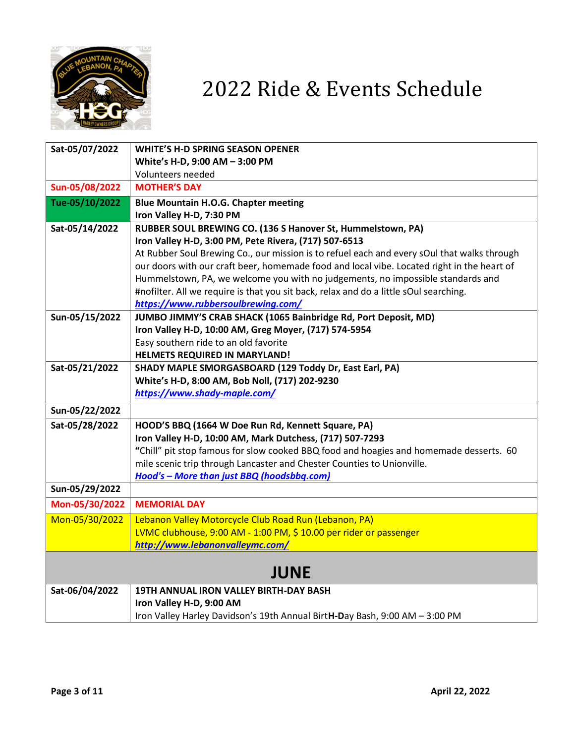# 2022 Ride & Events Schedule

| | |
|---|---|
| Sat-05/07/2022 | **WHITE'S H-D SPRING SEASON OPENER**<br>**White's H-D, 9:00 AM – 3:00 PM**<br>Volunteers needed |
| Sun-05/08/2022 | **MOTHER'S DAY** |
| Tue-05/10/2022 | **Blue Mountain H.O.G. Chapter meeting**<br>**Iron Valley H-D, 7:30 PM** |
| Sat-05/14/2022 | **RUBBER SOUL BREWING CO. (136 S Hanover St, Hummelstown, PA)**<br>**Iron Valley H-D, 3:00 PM, Pete Rivera, (717) 507-6513**<br>At Rubber Soul Brewing Co., our mission is to refuel each and every sOul that walks through our doors with our craft beer, homemade food and local vibe. Located right in the heart of Hummelstown, PA, we welcome you with no judgements, no impossible standards and #nofilter. All we require is that you sit back, relax and do a little sOul searching.<br>***https://www.rubbersoulbrewing.com/*** |
| Sun-05/15/2022 | **JUMBO JIMMY'S CRAB SHACK (1065 Bainbridge Rd, Port Deposit, MD)**<br>**Iron Valley H-D, 10:00 AM, Greg Moyer, (717) 574-5954**<br>Easy southern ride to an old favorite<br>**HELMETS REQUIRED IN MARYLAND!** |
| Sat-05/21/2022 | **SHADY MAPLE SMORGASBOARD (129 Toddy Dr, East Earl, PA)**<br>**White's H-D, 8:00 AM, Bob Noll, (717) 202-9230**<br>***https://www.shady-maple.com/*** |
| Sun-05/22/2022 | |
| Sat-05/28/2022 | **HOOD'S BBQ (1664 W Doe Run Rd, Kennett Square, PA)**<br>**Iron Valley H-D, 10:00 AM, Mark Dutchess, (717) 507-7293**<br>**"**Chill" pit stop famous for slow cooked BBQ food and hoagies and homemade desserts. 60 mile scenic trip through Lancaster and Chester Counties to Unionville.<br>***Hood's – More than just BBQ (hoodsbbq.com)*** |
| Sun-05/29/2022 | |
| Mon-05/30/2022 | **MEMORIAL DAY** |
| Mon-05/30/2022 | Lebanon Valley Motorcycle Club Road Run (Lebanon, PA)<br>LVMC clubhouse, 9:00 AM - 1:00 PM, $ 10.00 per rider or passenger<br>***http://www.lebanonvalleymc.com/*** |
| **JUNE** | |
| Sat-06/04/2022 | **19TH ANNUAL IRON VALLEY BIRTH-DAY BASH**<br>**Iron Valley H-D, 9:00 AM**<br>Iron Valley Harley Davidson's 19th Annual Birt**H-D**ay Bash, 9:00 AM – 3:00 PM |

**April 22, 2022**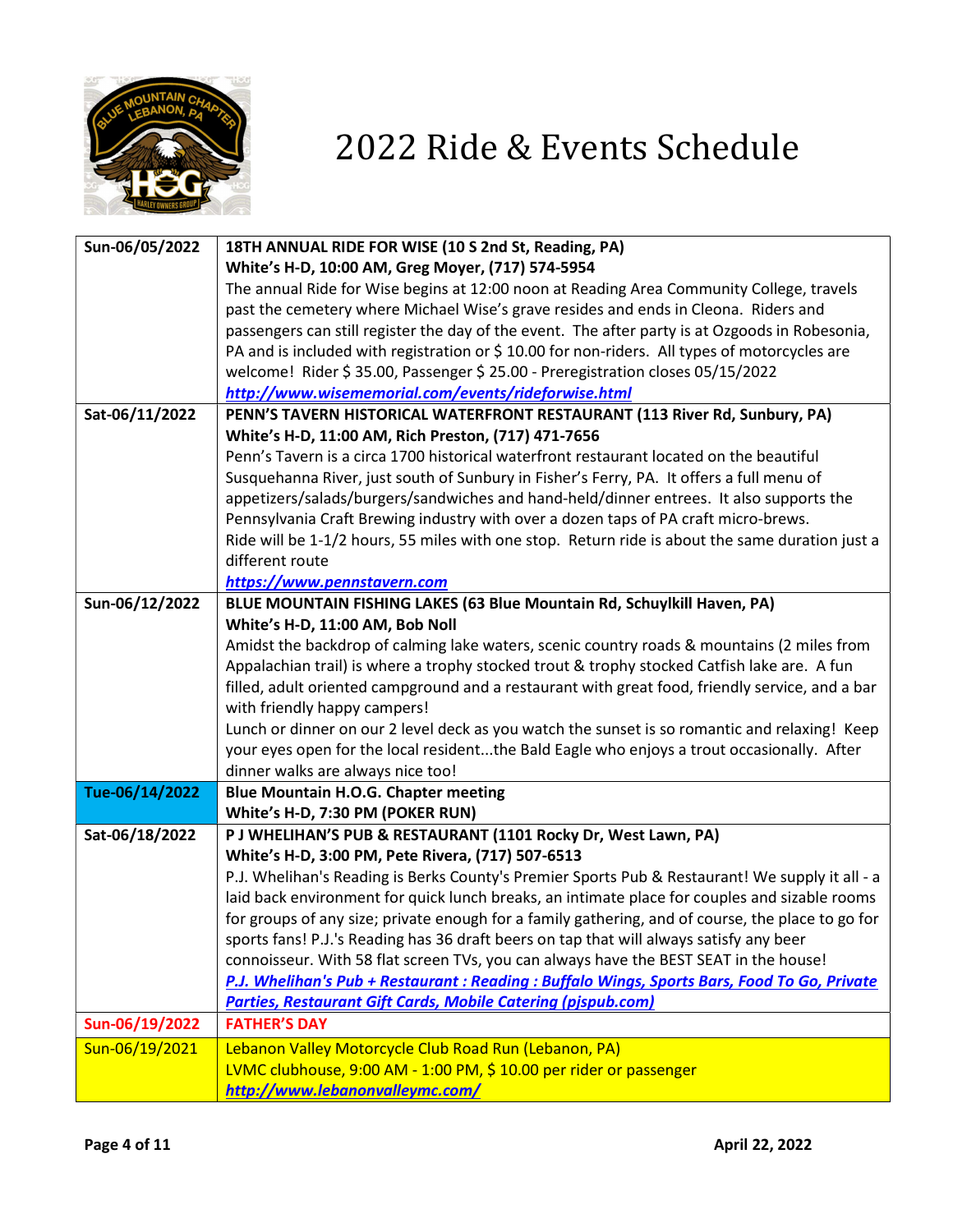# 2022 Ride & Events Schedule

| Date | Event |
|---|---|
| Sun-06/05/2022 | **18TH ANNUAL RIDE FOR WISE (10 S 2nd St, Reading, PA)**<br>**White's H-D, 10:00 AM, Greg Moyer, (717) 574-5954**<br>The annual Ride for Wise begins at 12:00 noon at Reading Area Community College, travels past the cemetery where Michael Wise's grave resides and ends in Cleona. Riders and passengers can still register the day of the event. The after party is at Ozgoods in Robesonia, PA and is included with registration or $ 10.00 for non-riders. All types of motorcycles are welcome! Rider $ 35.00, Passenger $ 25.00 - Preregistration closes 05/15/2022<br>***http://www.wisememorial.com/events/rideforwise.html*** |
| Sat-06/11/2022 | **PENN'S TAVERN HISTORICAL WATERFRONT RESTAURANT (113 River Rd, Sunbury, PA)**<br>**White's H-D, 11:00 AM, Rich Preston, (717) 471-7656**<br>Penn's Tavern is a circa 1700 historical waterfront restaurant located on the beautiful Susquehanna River, just south of Sunbury in Fisher's Ferry, PA. It offers a full menu of appetizers/salads/burgers/sandwiches and hand-held/dinner entrees. It also supports the Pennsylvania Craft Brewing industry with over a dozen taps of PA craft micro-brews.<br>Ride will be 1-1/2 hours, 55 miles with one stop. Return ride is about the same duration just a different route<br>***https://www.pennstavern.com*** |
| Sun-06/12/2022 | **BLUE MOUNTAIN FISHING LAKES (63 Blue Mountain Rd, Schuylkill Haven, PA)**<br>**White's H-D, 11:00 AM, Bob Noll**<br>Amidst the backdrop of calming lake waters, scenic country roads & mountains (2 miles from Appalachian trail) is where a trophy stocked trout & trophy stocked Catfish lake are. A fun filled, adult oriented campground and a restaurant with great food, friendly service, and a bar with friendly happy campers!<br>Lunch or dinner on our 2 level deck as you watch the sunset is so romantic and relaxing! Keep your eyes open for the local resident...the Bald Eagle who enjoys a trout occasionally. After dinner walks are always nice too! |
| Tue-06/14/2022 | **Blue Mountain H.O.G. Chapter meeting**<br>**White's H-D, 7:30 PM (POKER RUN)** |
| Sat-06/18/2022 | **P J WHELIHAN'S PUB & RESTAURANT (1101 Rocky Dr, West Lawn, PA)**<br>**White's H-D, 3:00 PM, Pete Rivera, (717) 507-6513**<br>P.J. Whelihan's Reading is Berks County's Premier Sports Pub & Restaurant! We supply it all - a laid back environment for quick lunch breaks, an intimate place for couples and sizable rooms for groups of any size; private enough for a family gathering, and of course, the place to go for sports fans! P.J.'s Reading has 36 draft beers on tap that will always satisfy any beer connoisseur. With 58 flat screen TVs, you can always have the BEST SEAT in the house!<br>***P.J. Whelihan's Pub + Restaurant : Reading : Buffalo Wings, Sports Bars, Food To Go, Private Parties, Restaurant Gift Cards, Mobile Catering (pjspub.com)*** |
| **Sun-06/19/2022** | **FATHER'S DAY** |
| Sun-06/19/2021 | Lebanon Valley Motorcycle Club Road Run (Lebanon, PA)<br>LVMC clubhouse, 9:00 AM - 1:00 PM, $ 10.00 per rider or passenger<br>***http://www.lebanonvalleymc.com/*** |

**April 22, 2022**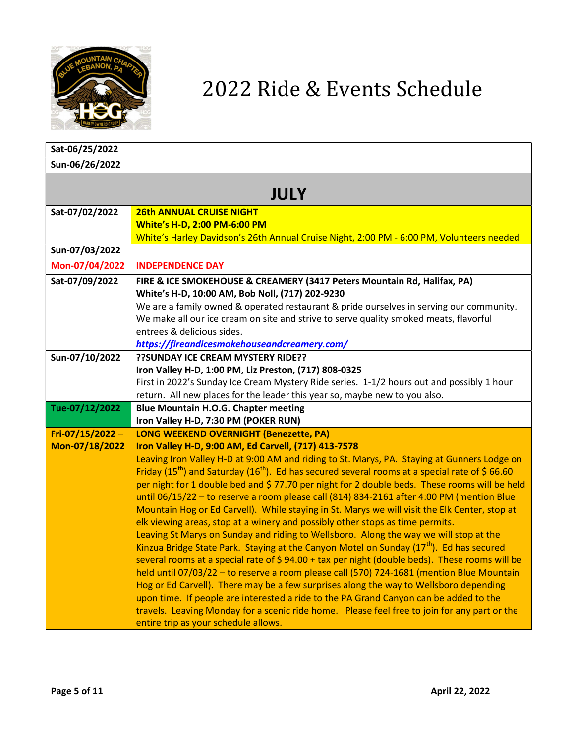# 2022 Ride & Events Schedule

| Date | Event |
|---|---|
| Sat-06/25/2022 | |
| Sun-06/26/2022 | |
| **JULY** | |
| Sat-07/02/2022 | **26th ANNUAL CRUISE NIGHT**<br>**White's H-D, 2:00 PM-6:00 PM**<br>White's Harley Davidson's 26th Annual Cruise Night, 2:00 PM - 6:00 PM, Volunteers needed |
| Sun-07/03/2022 | |
| Mon-07/04/2022 | **INDEPENDENCE DAY** |
| Sat-07/09/2022 | **FIRE & ICE SMOKEHOUSE & CREAMERY (3417 Peters Mountain Rd, Halifax, PA)**<br>**White's H-D, 10:00 AM, Bob Noll, (717) 202-9230**<br>We are a family owned & operated restaurant & pride ourselves in serving our community. We make all our ice cream on site and strive to serve quality smoked meats, flavorful entrees & delicious sides.<br>***https://fireandicesmokehouseandcreamery.com/*** |
| Sun-07/10/2022 | **??SUNDAY ICE CREAM MYSTERY RIDE??**<br>**Iron Valley H-D, 1:00 PM, Liz Preston, (717) 808-0325**<br>First in 2022's Sunday Ice Cream Mystery Ride series. 1-1/2 hours out and possibly 1 hour return. All new places for the leader this year so, maybe new to you also. |
| Tue-07/12/2022 | **Blue Mountain H.O.G. Chapter meeting**<br>**Iron Valley H-D, 7:30 PM (POKER RUN)** |
| Fri-07/15/2022 – Mon-07/18/2022 | **LONG WEEKEND OVERNIGHT (Benezette, PA)**<br>**Iron Valley H-D, 9:00 AM, Ed Carvell, (717) 413-7578**<br>Leaving Iron Valley H-D at 9:00 AM and riding to St. Marys, PA. Staying at Gunners Lodge on Friday (15th) and Saturday (16th). Ed has secured several rooms at a special rate of $ 66.60 per night for 1 double bed and $ 77.70 per night for 2 double beds. These rooms will be held until 06/15/22 – to reserve a room please call (814) 834-2161 after 4:00 PM (mention Blue Mountain Hog or Ed Carvell). While staying in St. Marys we will visit the Elk Center, stop at elk viewing areas, stop at a winery and possibly other stops as time permits.<br>Leaving St Marys on Sunday and riding to Wellsboro. Along the way we will stop at the Kinzua Bridge State Park. Staying at the Canyon Motel on Sunday (17th). Ed has secured several rooms at a special rate of $ 94.00 + tax per night (double beds). These rooms will be held until 07/03/22 – to reserve a room please call (570) 724-1681 (mention Blue Mountain Hog or Ed Carvell). There may be a few surprises along the way to Wellsboro depending upon time. If people are interested a ride to the PA Grand Canyon can be added to the travels. Leaving Monday for a scenic ride home. Please feel free to join for any part or the entire trip as your schedule allows. |

April 22, 2022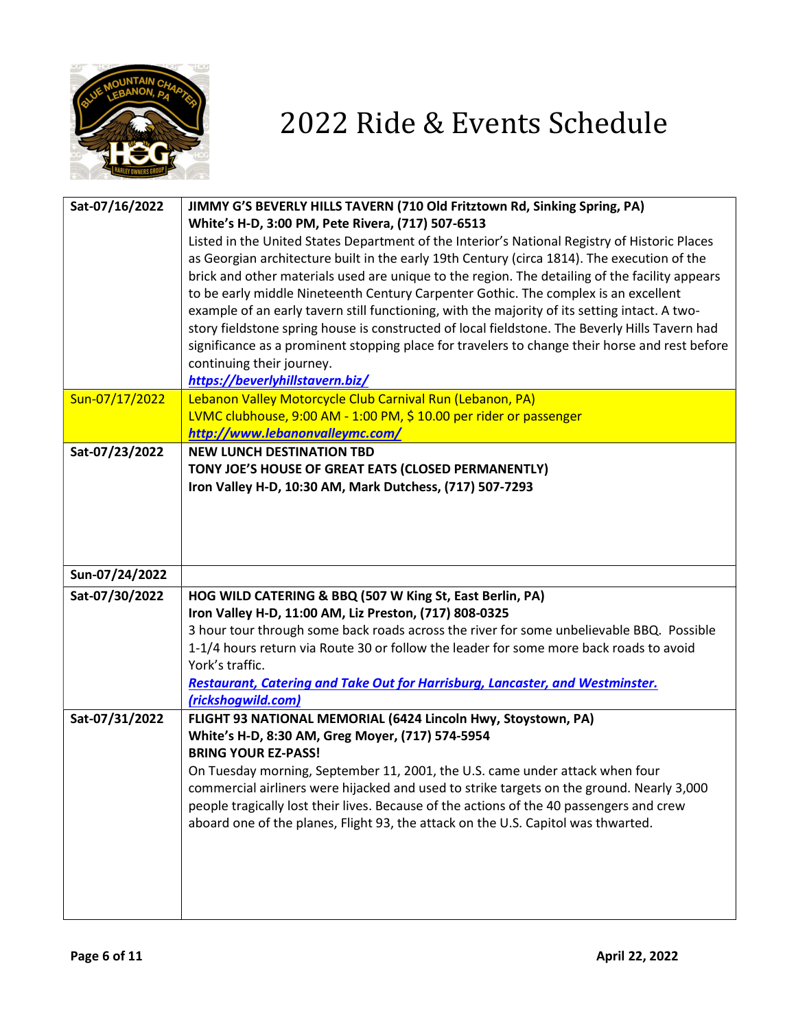# 2022 Ride & Events Schedule

| Date | Event |
|---|---|
| Sat-07/16/2022 | **JIMMY G'S BEVERLY HILLS TAVERN (710 Old Fritztown Rd, Sinking Spring, PA)**<br>**White's H-D, 3:00 PM, Pete Rivera, (717) 507-6513**<br>Listed in the United States Department of the Interior's National Registry of Historic Places as Georgian architecture built in the early 19th Century (circa 1814). The execution of the brick and other materials used are unique to the region. The detailing of the facility appears to be early middle Nineteenth Century Carpenter Gothic. The complex is an excellent example of an early tavern still functioning, with the majority of its setting intact. A two-story fieldstone spring house is constructed of local fieldstone. The Beverly Hills Tavern had significance as a prominent stopping place for travelers to change their horse and rest before continuing their journey.<br>***https://beverlyhillstavern.biz/*** |
| Sun-07/17/2022 | Lebanon Valley Motorcycle Club Carnival Run (Lebanon, PA)<br>LVMC clubhouse, 9:00 AM - 1:00 PM, $ 10.00 per rider or passenger<br>***http://www.lebanonvalleymc.com/*** |
| Sat-07/23/2022 | **NEW LUNCH DESTINATION TBD**<br>**TONY JOE'S HOUSE OF GREAT EATS (CLOSED PERMANENTLY)**<br>**Iron Valley H-D, 10:30 AM, Mark Dutchess, (717) 507-7293** |
| Sun-07/24/2022 | |
| Sat-07/30/2022 | **HOG WILD CATERING & BBQ (507 W King St, East Berlin, PA)**<br>**Iron Valley H-D, 11:00 AM, Liz Preston, (717) 808-0325**<br>3 hour tour through some back roads across the river for some unbelievable BBQ. Possible 1-1/4 hours return via Route 30 or follow the leader for some more back roads to avoid York's traffic.<br>***Restaurant, Catering and Take Out for Harrisburg, Lancaster, and Westminster. (rickshogwild.com)*** |
| Sat-07/31/2022 | **FLIGHT 93 NATIONAL MEMORIAL (6424 Lincoln Hwy, Stoystown, PA)**<br>**White's H-D, 8:30 AM, Greg Moyer, (717) 574-5954**<br>**BRING YOUR EZ-PASS!**<br>On Tuesday morning, September 11, 2001, the U.S. came under attack when four commercial airliners were hijacked and used to strike targets on the ground. Nearly 3,000 people tragically lost their lives. Because of the actions of the 40 passengers and crew aboard one of the planes, Flight 93, the attack on the U.S. Capitol was thwarted. |

**April 22, 2022**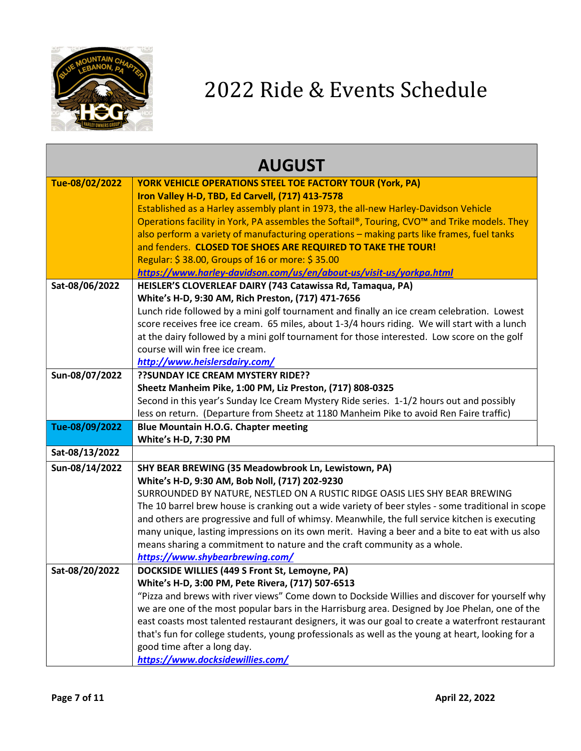# 2022 Ride & Events Schedule

## AUGUST

| Date | Event |
|---|---|
| Tue-08/02/2022 | **YORK VEHICLE OPERATIONS STEEL TOE FACTORY TOUR (York, PA)**<br>**Iron Valley H-D, TBD, Ed Carvell, (717) 413-7578**<br>Established as a Harley assembly plant in 1973, the all-new Harley-Davidson Vehicle Operations facility in York, PA assembles the Softail®, Touring, CVO™ and Trike models. They also perform a variety of manufacturing operations – making parts like frames, fuel tanks and fenders. **CLOSED TOE SHOES ARE REQUIRED TO TAKE THE TOUR!**<br>Regular: $ 38.00, Groups of 16 or more: $ 35.00<br>***https://www.harley-davidson.com/us/en/about-us/visit-us/yorkpa.html*** |
| Sat-08/06/2022 | **HEISLER'S CLOVERLEAF DAIRY (743 Catawissa Rd, Tamaqua, PA)**<br>**White's H-D, 9:30 AM, Rich Preston, (717) 471-7656**<br>Lunch ride followed by a mini golf tournament and finally an ice cream celebration. Lowest score receives free ice cream. 65 miles, about 1-3/4 hours riding. We will start with a lunch at the dairy followed by a mini golf tournament for those interested. Low score on the golf course will win free ice cream.<br>***http://www.heislersdairy.com/*** |
| Sun-08/07/2022 | **??SUNDAY ICE CREAM MYSTERY RIDE??**<br>**Sheetz Manheim Pike, 1:00 PM, Liz Preston, (717) 808-0325**<br>Second in this year's Sunday Ice Cream Mystery Ride series. 1-1/2 hours out and possibly less on return. (Departure from Sheetz at 1180 Manheim Pike to avoid Ren Faire traffic) |
| Tue-08/09/2022 | **Blue Mountain H.O.G. Chapter meeting**<br>**White's H-D, 7:30 PM** |
| Sat-08/13/2022 | |
| Sun-08/14/2022 | **SHY BEAR BREWING (35 Meadowbrook Ln, Lewistown, PA)**<br>**White's H-D, 9:30 AM, Bob Noll, (717) 202-9230**<br>SURROUNDED BY NATURE, NESTLED ON A RUSTIC RIDGE OASIS LIES SHY BEAR BREWING<br>The 10 barrel brew house is cranking out a wide variety of beer styles - some traditional in scope and others are progressive and full of whimsy. Meanwhile, the full service kitchen is executing many unique, lasting impressions on its own merit. Having a beer and a bite to eat with us also means sharing a commitment to nature and the craft community as a whole.<br>***https://www.shybearbrewing.com/*** |
| Sat-08/20/2022 | **DOCKSIDE WILLIES (449 S Front St, Lemoyne, PA)**<br>**White's H-D, 3:00 PM, Pete Rivera, (717) 507-6513**<br>"Pizza and brews with river views" Come down to Dockside Willies and discover for yourself why we are one of the most popular bars in the Harrisburg area. Designed by Joe Phelan, one of the east coasts most talented restaurant designers, it was our goal to create a waterfront restaurant that's fun for college students, young professionals as well as the young at heart, looking for a good time after a long day.<br>***https://www.docksidewillies.com/*** |

April 22, 2022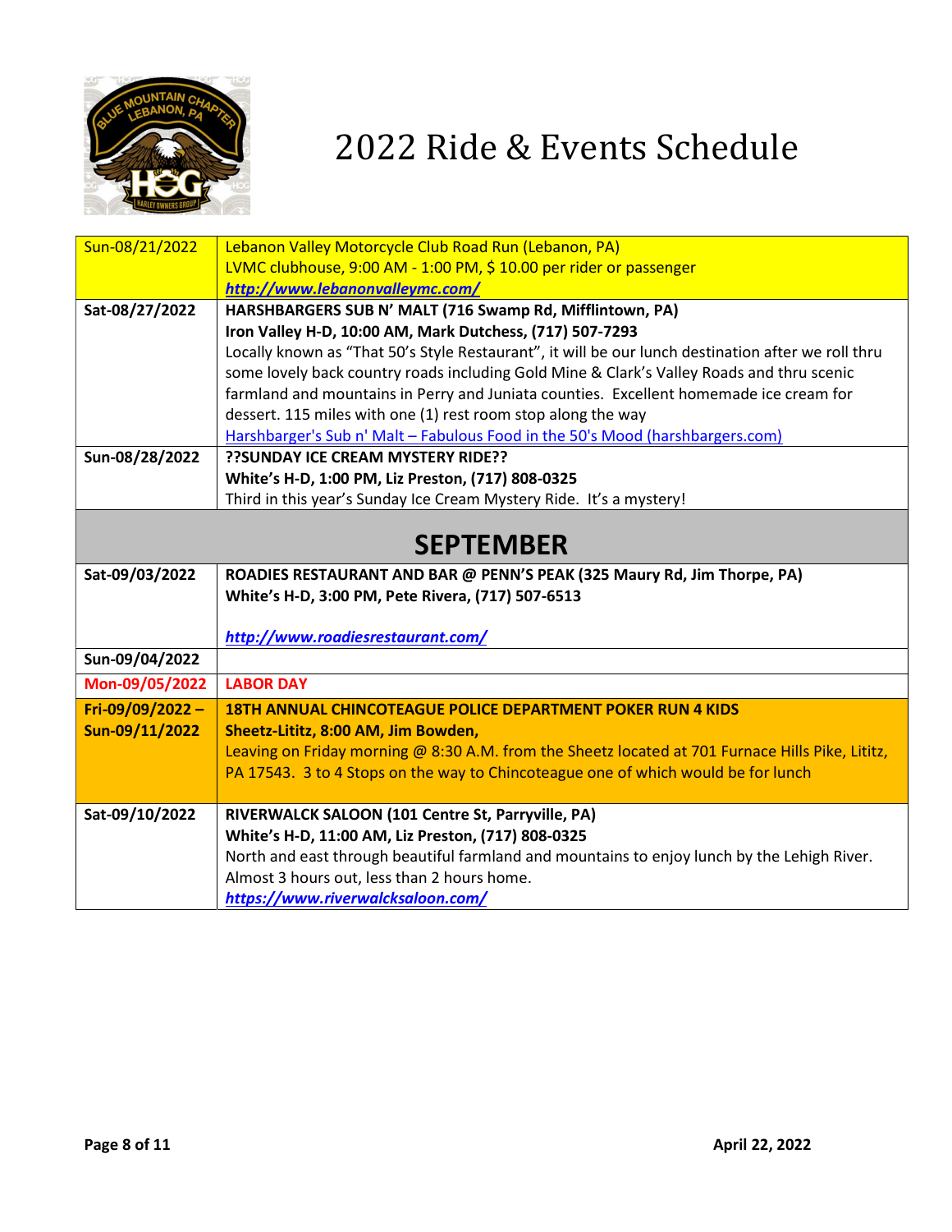# 2022 Ride & Events Schedule

| | |
|---|---|
| Sun-08/21/2022 | Lebanon Valley Motorcycle Club Road Run (Lebanon, PA)<br>LVMC clubhouse, 9:00 AM - 1:00 PM, $ 10.00 per rider or passenger<br>***http://www.lebanonvalleymc.com/*** |
| **Sat-08/27/2022** | **HARSHBARGERS SUB N' MALT (716 Swamp Rd, Mifflintown, PA)**<br>**Iron Valley H-D, 10:00 AM, Mark Dutchess, (717) 507-7293**<br>Locally known as "That 50's Style Restaurant", it will be our lunch destination after we roll thru some lovely back country roads including Gold Mine & Clark's Valley Roads and thru scenic farmland and mountains in Perry and Juniata counties. Excellent homemade ice cream for dessert. 115 miles with one (1) rest room stop along the way<br>Harshbarger's Sub n' Malt – Fabulous Food in the 50's Mood (harshbargers.com) |
| **Sun-08/28/2022** | **??SUNDAY ICE CREAM MYSTERY RIDE??**<br>**White's H-D, 1:00 PM, Liz Preston, (717) 808-0325**<br>Third in this year's Sunday Ice Cream Mystery Ride. It's a mystery! |
| | **SEPTEMBER** |
| **Sat-09/03/2022** | **ROADIES RESTAURANT AND BAR @ PENN'S PEAK (325 Maury Rd, Jim Thorpe, PA)**<br>**White's H-D, 3:00 PM, Pete Rivera, (717) 507-6513**<br><br>***http://www.roadiesrestaurant.com/*** |
| **Sun-09/04/2022** | |
| **Mon-09/05/2022** | **LABOR DAY** |
| **Fri-09/09/2022 – Sun-09/11/2022** | **18TH ANNUAL CHINCOTEAGUE POLICE DEPARTMENT POKER RUN 4 KIDS**<br>**Sheetz-Lititz, 8:00 AM, Jim Bowden,**<br>Leaving on Friday morning @ 8:30 A.M. from the Sheetz located at 701 Furnace Hills Pike, Lititz, PA 17543. 3 to 4 Stops on the way to Chincoteague one of which would be for lunch |
| **Sat-09/10/2022** | **RIVERWALCK SALOON (101 Centre St, Parryville, PA)**<br>**White's H-D, 11:00 AM, Liz Preston, (717) 808-0325**<br>North and east through beautiful farmland and mountains to enjoy lunch by the Lehigh River. Almost 3 hours out, less than 2 hours home.<br>***https://www.riverwalcksaloon.com/*** |

April 22, 2022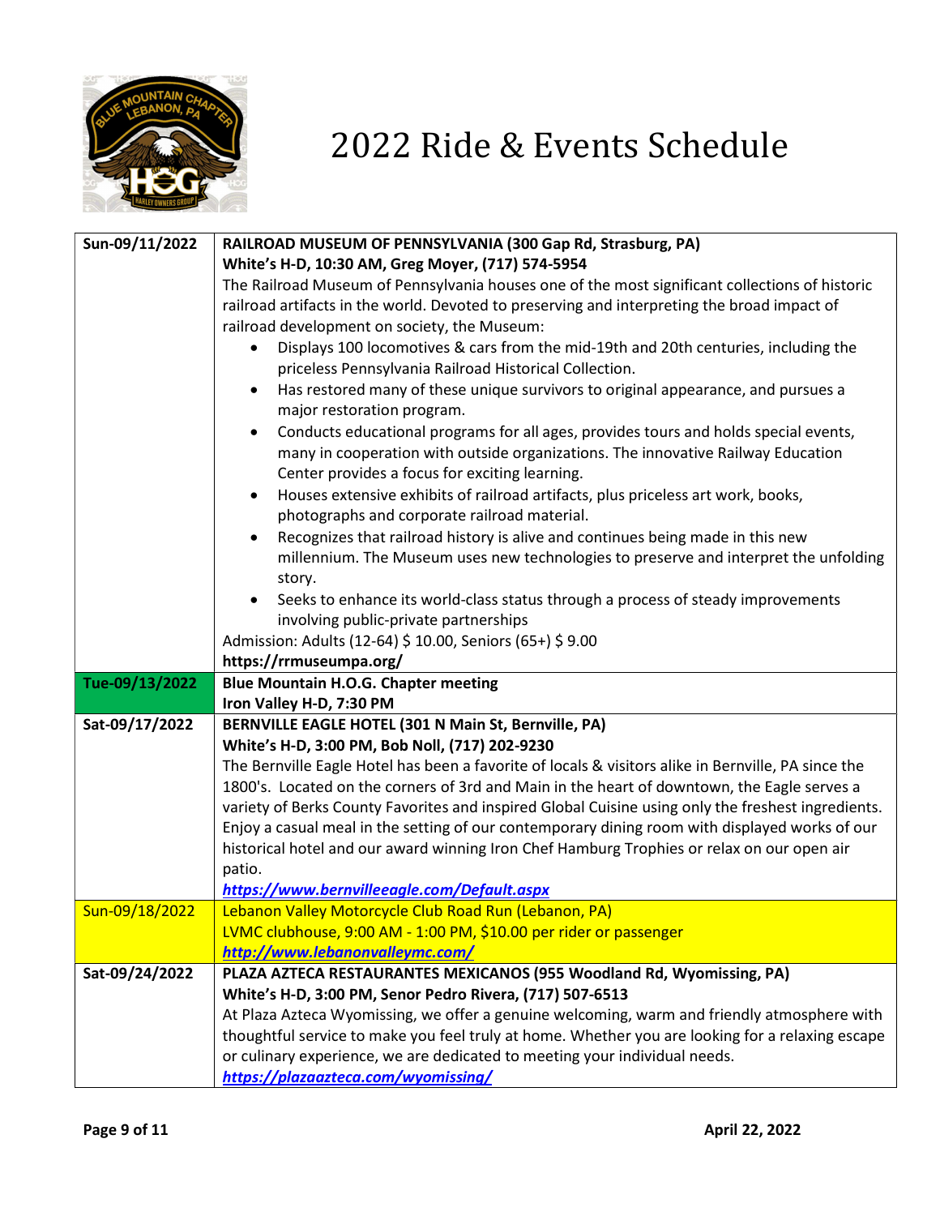# 2022 Ride & Events Schedule

| Date | Event |
|---|---|
| Sun-09/11/2022 | **RAILROAD MUSEUM OF PENNSYLVANIA (300 Gap Rd, Strasburg, PA)**<br>**White's H-D, 10:30 AM, Greg Moyer, (717) 574-5954**<br>The Railroad Museum of Pennsylvania houses one of the most significant collections of historic railroad artifacts in the world. Devoted to preserving and interpreting the broad impact of railroad development on society, the Museum:<br>• Displays 100 locomotives & cars from the mid-19th and 20th centuries, including the priceless Pennsylvania Railroad Historical Collection.<br>• Has restored many of these unique survivors to original appearance, and pursues a major restoration program.<br>• Conducts educational programs for all ages, provides tours and holds special events, many in cooperation with outside organizations. The innovative Railway Education Center provides a focus for exciting learning.<br>• Houses extensive exhibits of railroad artifacts, plus priceless art work, books, photographs and corporate railroad material.<br>• Recognizes that railroad history is alive and continues being made in this new millennium. The Museum uses new technologies to preserve and interpret the unfolding story.<br>• Seeks to enhance its world-class status through a process of steady improvements involving public-private partnerships<br>Admission: Adults (12-64) $ 10.00, Seniors (65+) $ 9.00<br>**https://rrmuseumpa.org/** |
| Tue-09/13/2022 | **Blue Mountain H.O.G. Chapter meeting**<br>**Iron Valley H-D, 7:30 PM** |
| Sat-09/17/2022 | **BERNVILLE EAGLE HOTEL (301 N Main St, Bernville, PA)**<br>**White's H-D, 3:00 PM, Bob Noll, (717) 202-9230**<br>The Bernville Eagle Hotel has been a favorite of locals & visitors alike in Bernville, PA since the 1800's. Located on the corners of 3rd and Main in the heart of downtown, the Eagle serves a variety of Berks County Favorites and inspired Global Cuisine using only the freshest ingredients. Enjoy a casual meal in the setting of our contemporary dining room with displayed works of our historical hotel and our award winning Iron Chef Hamburg Trophies or relax on our open air patio.<br>***https://www.bernvilleeagle.com/Default.aspx*** |
| Sun-09/18/2022 | Lebanon Valley Motorcycle Club Road Run (Lebanon, PA)<br>LVMC clubhouse, 9:00 AM - 1:00 PM, $10.00 per rider or passenger<br>***http://www.lebanonvalleymc.com/*** |
| Sat-09/24/2022 | **PLAZA AZTECA RESTAURANTES MEXICANOS (955 Woodland Rd, Wyomissing, PA)**<br>**White's H-D, 3:00 PM, Senor Pedro Rivera, (717) 507-6513**<br>At Plaza Azteca Wyomissing, we offer a genuine welcoming, warm and friendly atmosphere with thoughtful service to make you feel truly at home. Whether you are looking for a relaxing escape or culinary experience, we are dedicated to meeting your individual needs.<br>***https://plazaazteca.com/wyomissing/*** |

April 22, 2022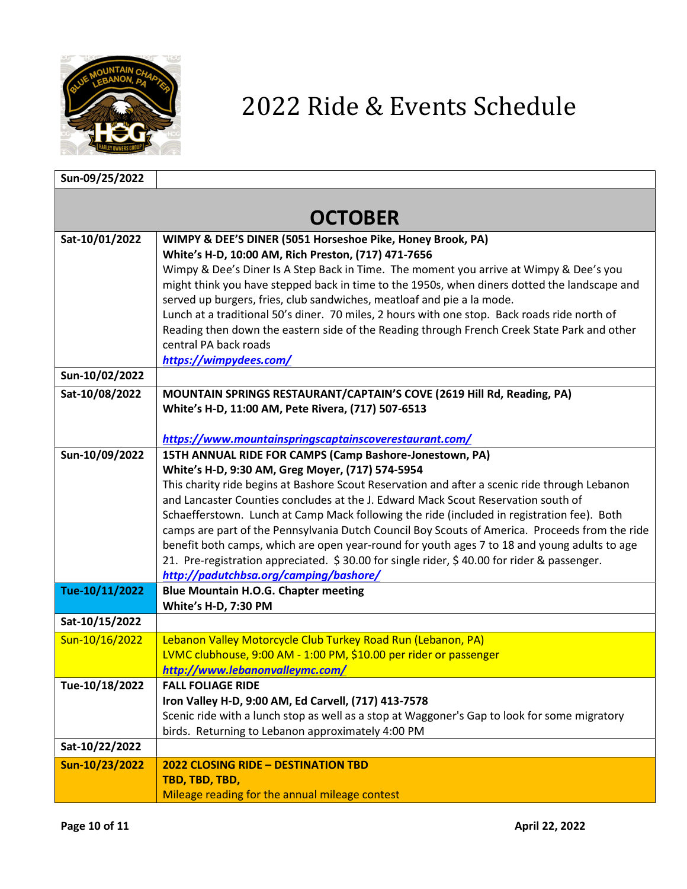// 2022 Ride & Events Schedule

| | |
|---|---|
| Sun-09/25/2022 | |
| | **OCTOBER** |
| Sat-10/01/2022 | **WIMPY & DEE'S DINER (5051 Horseshoe Pike, Honey Brook, PA)**<br>**White's H-D, 10:00 AM, Rich Preston, (717) 471-7656**<br>Wimpy & Dee's Diner Is A Step Back in Time. The moment you arrive at Wimpy & Dee's you might think you have stepped back in time to the 1950s, when diners dotted the landscape and served up burgers, fries, club sandwiches, meatloaf and pie a la mode.<br>Lunch at a traditional 50's diner. 70 miles, 2 hours with one stop. Back roads ride north of Reading then down the eastern side of the Reading through French Creek State Park and other central PA back roads<br>***https://wimpydees.com/*** |
| Sun-10/02/2022 | |
| Sat-10/08/2022 | **MOUNTAIN SPRINGS RESTAURANT/CAPTAIN'S COVE (2619 Hill Rd, Reading, PA)**<br>**White's H-D, 11:00 AM, Pete Rivera, (717) 507-6513**<br><br>***https://www.mountainspringscaptainscoverestaurant.com/*** |
| Sun-10/09/2022 | **15TH ANNUAL RIDE FOR CAMPS (Camp Bashore-Jonestown, PA)**<br>**White's H-D, 9:30 AM, Greg Moyer, (717) 574-5954**<br>This charity ride begins at Bashore Scout Reservation and after a scenic ride through Lebanon and Lancaster Counties concludes at the J. Edward Mack Scout Reservation south of Schaefferstown. Lunch at Camp Mack following the ride (included in registration fee). Both camps are part of the Pennsylvania Dutch Council Boy Scouts of America. Proceeds from the ride benefit both camps, which are open year-round for youth ages 7 to 18 and young adults to age 21. Pre-registration appreciated. $ 30.00 for single rider, $ 40.00 for rider & passenger.<br>***http://padutchbsa.org/camping/bashore/*** |
| Tue-10/11/2022 | **Blue Mountain H.O.G. Chapter meeting**<br>**White's H-D, 7:30 PM** |
| Sat-10/15/2022 | |
| Sun-10/16/2022 | Lebanon Valley Motorcycle Club Turkey Road Run (Lebanon, PA)<br>LVMC clubhouse, 9:00 AM - 1:00 PM, $10.00 per rider or passenger<br>***http://www.lebanonvalleymc.com/*** |
| Tue-10/18/2022 | **FALL FOLIAGE RIDE**<br>**Iron Valley H-D, 9:00 AM, Ed Carvell, (717) 413-7578**<br>Scenic ride with a lunch stop as well as a stop at Waggoner's Gap to look for some migratory birds. Returning to Lebanon approximately 4:00 PM |
| Sat-10/22/2022 | |
| Sun-10/23/2022 | **2022 CLOSING RIDE – DESTINATION TBD**<br>**TBD, TBD, TBD,**<br>Mileage reading for the annual mileage contest |

April 22, 2022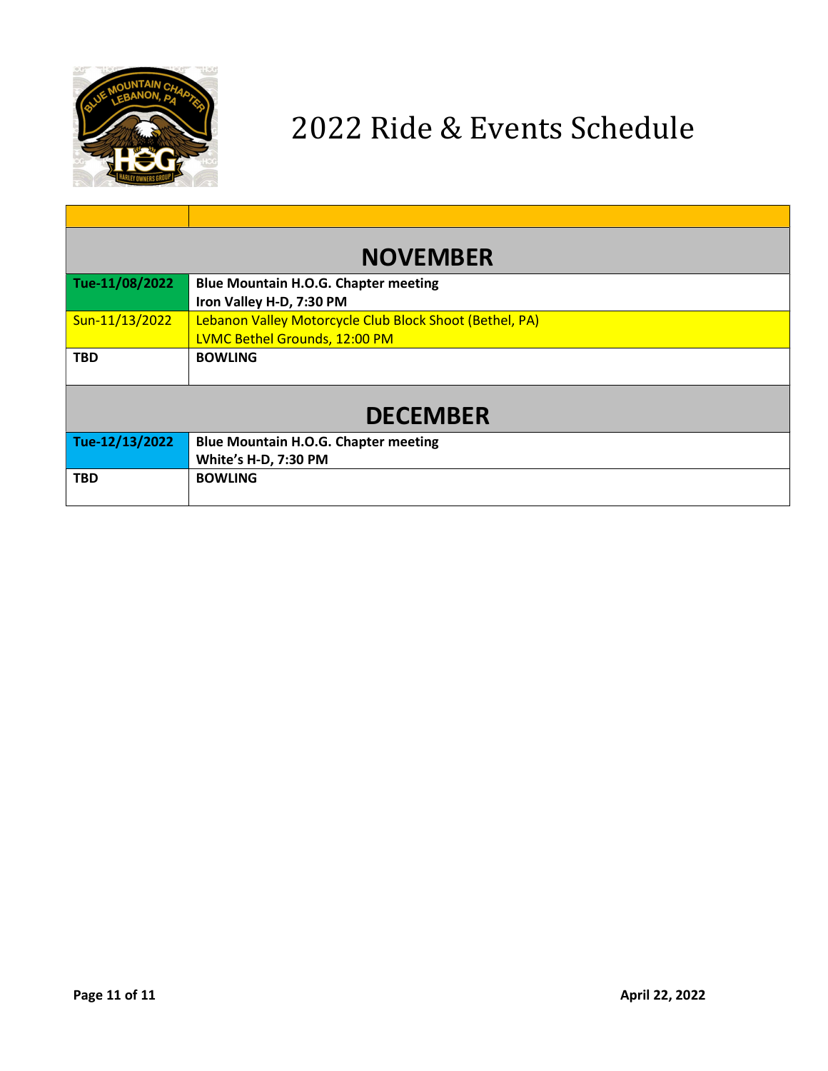# 2022 Ride & Events Schedule

| | |
|---|---|
| **NOVEMBER** | |
| **Tue-11/08/2022** | **Blue Mountain H.O.G. Chapter meeting**<br>**Iron Valley H-D, 7:30 PM** |
| Sun-11/13/2022 | Lebanon Valley Motorcycle Club Block Shoot (Bethel, PA)<br>LVMC Bethel Grounds, 12:00 PM |
| **TBD** | **BOWLING** |
| **DECEMBER** | |
| **Tue-12/13/2022** | **Blue Mountain H.O.G. Chapter meeting**<br>**White's H-D, 7:30 PM** |
| **TBD** | **BOWLING** |

April 22, 2022